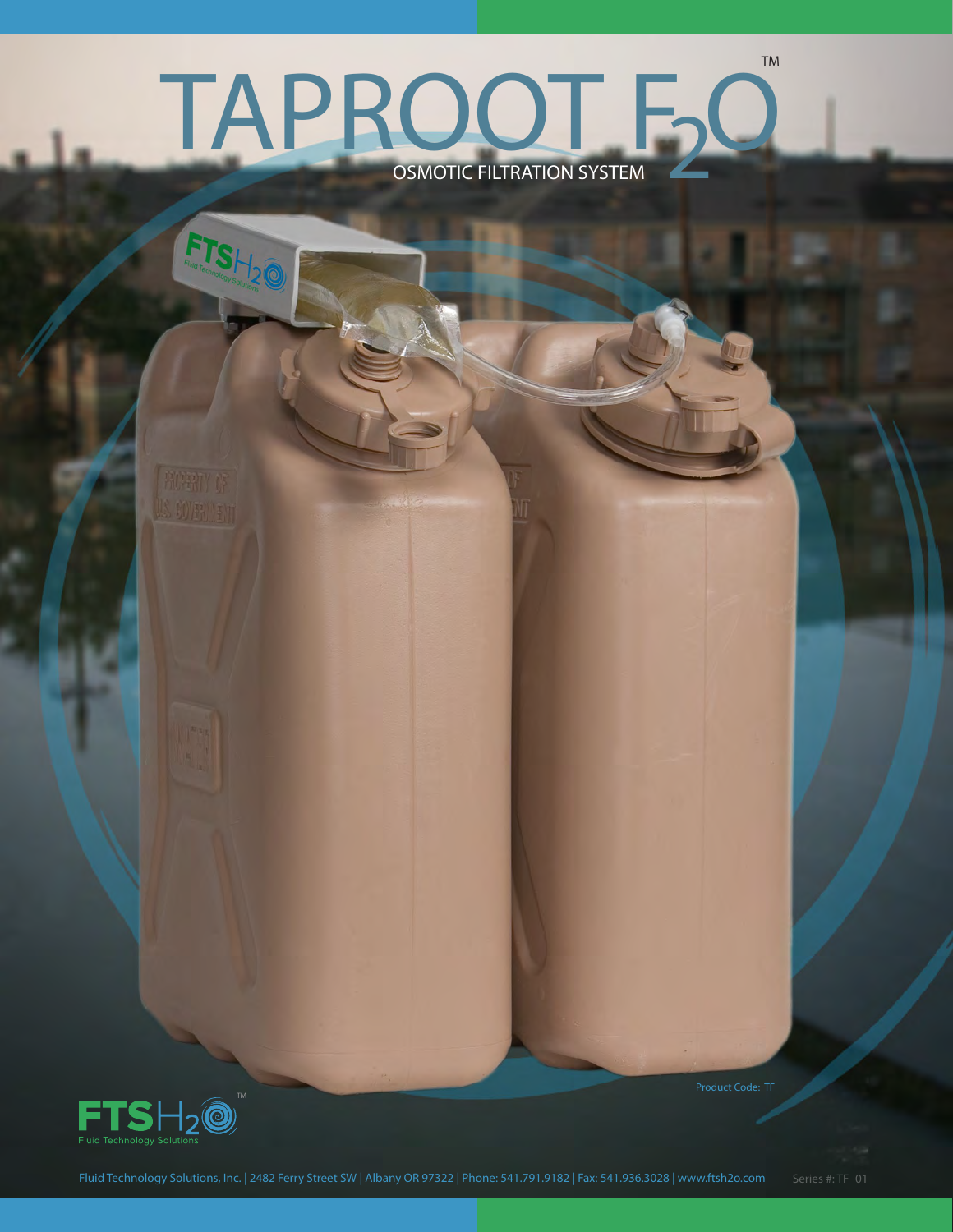# TAPROOT $F_2O$™

## OSMOTIC FILTRATION SYSTEM

Product Code: TF

FTS$H_2O$™
Fluid Technology Solutions

Fluid Technology Solutions, Inc. | 2482 Ferry Street SW | Albany OR 97322 | Phone: 541.791.9182 | Fax: 541.936.3028 | www.ftsh2o.com

Series #: TF_01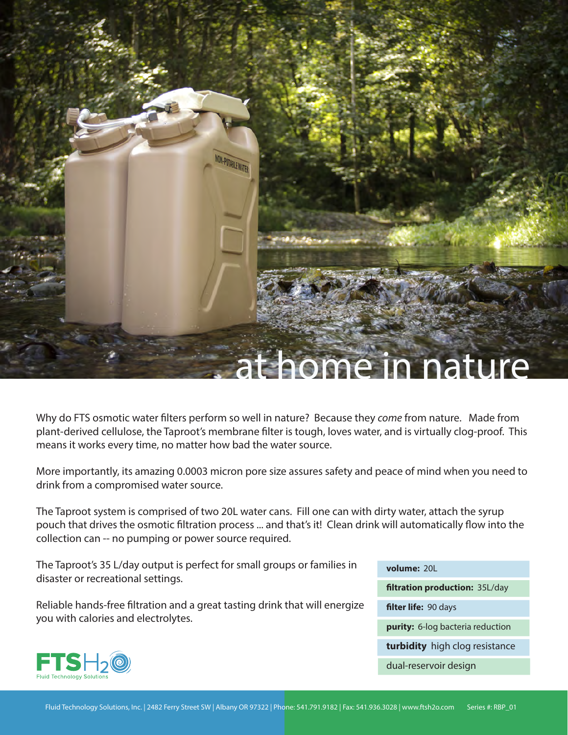# at home in nature

Why do FTS osmotic water filters perform so well in nature? Because they *come* from nature. Made from plant-derived cellulose, the Taproot's membrane filter is tough, loves water, and is virtually clog-proof. This means it works every time, no matter how bad the water source.

More importantly, its amazing 0.0003 micron pore size assures safety and peace of mind when you need to drink from a compromised water source.

The Taproot system is comprised of two 20L water cans. Fill one can with dirty water, attach the syrup pouch that drives the osmotic filtration process ... and that's it! Clean drink will automatically flow into the collection can -- no pumping or power source required.

The Taproot's 35 L/day output is perfect for small groups or families in disaster or recreational settings.

Reliable hands-free filtration and a great tasting drink that will energize you with calories and electrolytes.

| |
|---|
| **volume:** 20L |
| **filtration production:** 35L/day |
| **filter life:** 90 days |
| **purity:** 6-log bacteria reduction |
| **turbidity** high clog resistance |
| dual-reservoir design |

FTSH2O
Fluid Technology Solutions

Fluid Technology Solutions, Inc. | 2482 Ferry Street SW | Albany OR 97322 | Phone: 541.791.9182 | Fax: 541.936.3028 | www.ftsh2o.com Series #: RBP_01